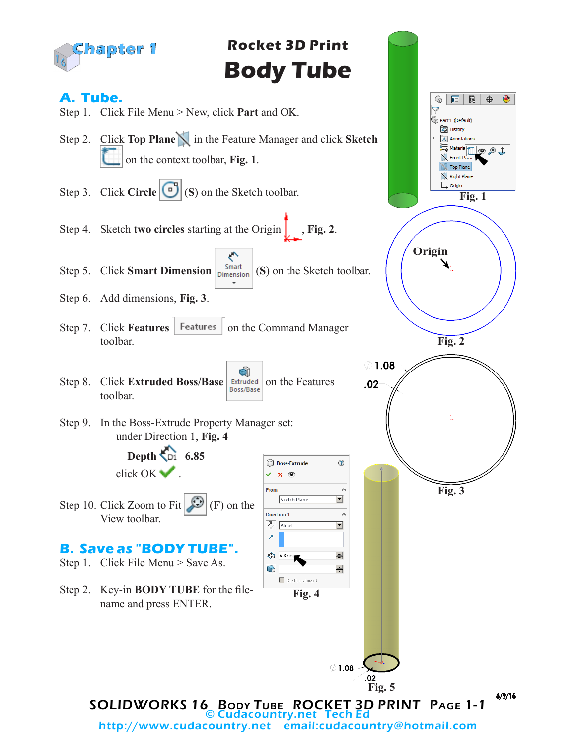Chapter 1

# Rocket 3D Print
# Body Tube

## A. Tube.

Step 1. Click File Menu > New, click **Part** and OK.

Step 2. Click **Top Plane** in the Feature Manager and click **Sketch** on the context toolbar, **Fig. 1**.

Step 3. Click **Circle** (**S**) on the Sketch toolbar.

Step 4. Sketch **two circles** starting at the Origin , **Fig. 2**.

Step 5. Click **Smart Dimension** (**S**) on the Sketch toolbar.

Step 6. Add dimensions, **Fig. 3**.

Step 7. Click **Features** on the Command Manager toolbar.

Step 8. Click **Extruded Boss/Base** on the Features toolbar.

Step 9. In the Boss-Extrude Property Manager set: under Direction 1, **Fig. 4**

**Depth** **6.85**

click OK .

Step 10. Click Zoom to Fit (**F**) on the View toolbar.

**Fig. 1**

Origin

**Fig. 2**

1.08

.02

**Fig. 3**

Boss-Extrude

From

Sketch Plane

Direction 1

Blind

6.85in

Draft outward

**Fig. 4**

1.08

.02

**Fig. 5**

## B. Save as "BODY TUBE".

Step 1. Click File Menu > Save As.

Step 2. Key-in **BODY TUBE** for the file-name and press ENTER.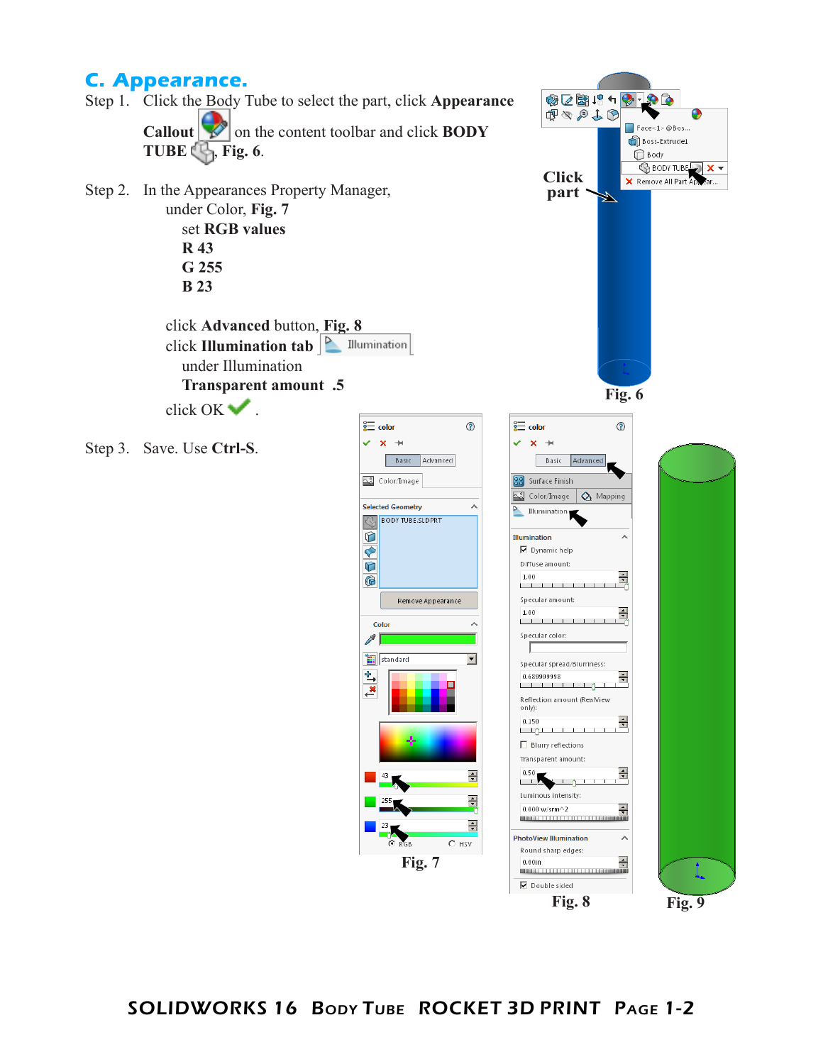## C. Appearance.

Step 1. Click the Body Tube to select the part, click **Appearance Callout** on the content toolbar and click **BODY TUBE**, **Fig. 6**.

Step 2. In the Appearances Property Manager,
under Color, **Fig. 7**
set **RGB values**
**R 43**
**G 255**
**B 23**

click **Advanced** button, **Fig. 8**
click **Illumination tab** Illumination
under Illumination
**Transparent amount .5**
click OK .

Step 3. Save. Use **Ctrl-S**.

Click part

**Fig. 6**

**Fig. 7**

**Fig. 8**

**Fig. 9**